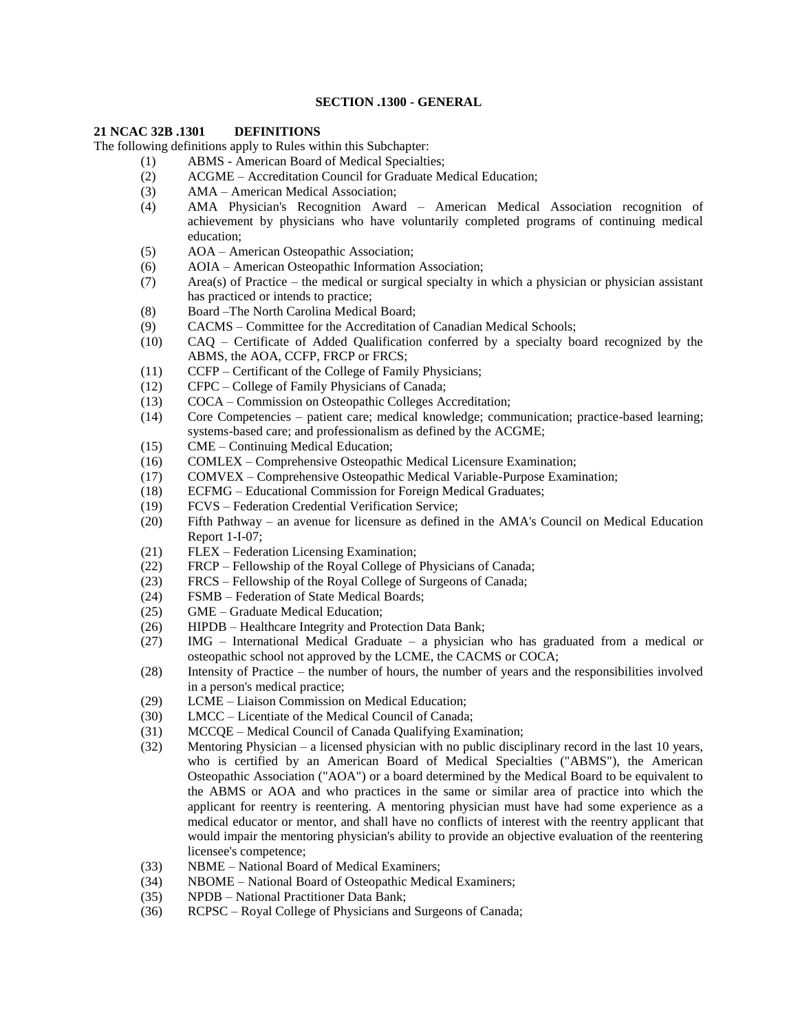**SECTION .1300 - GENERAL**

**21 NCAC 32B .1301 DEFINITIONS**

The following definitions apply to Rules within this Subchapter:

(1) ABMS - American Board of Medical Specialties;
(2) ACGME – Accreditation Council for Graduate Medical Education;
(3) AMA – American Medical Association;
(4) AMA Physician's Recognition Award – American Medical Association recognition of achievement by physicians who have voluntarily completed programs of continuing medical education;
(5) AOA – American Osteopathic Association;
(6) AOIA – American Osteopathic Information Association;
(7) Area(s) of Practice – the medical or surgical specialty in which a physician or physician assistant has practiced or intends to practice;
(8) Board –The North Carolina Medical Board;
(9) CACMS – Committee for the Accreditation of Canadian Medical Schools;
(10) CAQ – Certificate of Added Qualification conferred by a specialty board recognized by the ABMS, the AOA, CCFP, FRCP or FRCS;
(11) CCFP – Certificant of the College of Family Physicians;
(12) CFPC – College of Family Physicians of Canada;
(13) COCA – Commission on Osteopathic Colleges Accreditation;
(14) Core Competencies – patient care; medical knowledge; communication; practice-based learning; systems-based care; and professionalism as defined by the ACGME;
(15) CME – Continuing Medical Education;
(16) COMLEX – Comprehensive Osteopathic Medical Licensure Examination;
(17) COMVEX – Comprehensive Osteopathic Medical Variable-Purpose Examination;
(18) ECFMG – Educational Commission for Foreign Medical Graduates;
(19) FCVS – Federation Credential Verification Service;
(20) Fifth Pathway – an avenue for licensure as defined in the AMA's Council on Medical Education Report 1-I-07;
(21) FLEX – Federation Licensing Examination;
(22) FRCP – Fellowship of the Royal College of Physicians of Canada;
(23) FRCS – Fellowship of the Royal College of Surgeons of Canada;
(24) FSMB – Federation of State Medical Boards;
(25) GME – Graduate Medical Education;
(26) HIPDB – Healthcare Integrity and Protection Data Bank;
(27) IMG – International Medical Graduate – a physician who has graduated from a medical or osteopathic school not approved by the LCME, the CACMS or COCA;
(28) Intensity of Practice – the number of hours, the number of years and the responsibilities involved in a person's medical practice;
(29) LCME – Liaison Commission on Medical Education;
(30) LMCC – Licentiate of the Medical Council of Canada;
(31) MCCQE – Medical Council of Canada Qualifying Examination;
(32) Mentoring Physician – a licensed physician with no public disciplinary record in the last 10 years, who is certified by an American Board of Medical Specialties ("ABMS"), the American Osteopathic Association ("AOA") or a board determined by the Medical Board to be equivalent to the ABMS or AOA and who practices in the same or similar area of practice into which the applicant for reentry is reentering. A mentoring physician must have had some experience as a medical educator or mentor, and shall have no conflicts of interest with the reentry applicant that would impair the mentoring physician's ability to provide an objective evaluation of the reentering licensee's competence;
(33) NBME – National Board of Medical Examiners;
(34) NBOME – National Board of Osteopathic Medical Examiners;
(35) NPDB – National Practitioner Data Bank;
(36) RCPSC – Royal College of Physicians and Surgeons of Canada;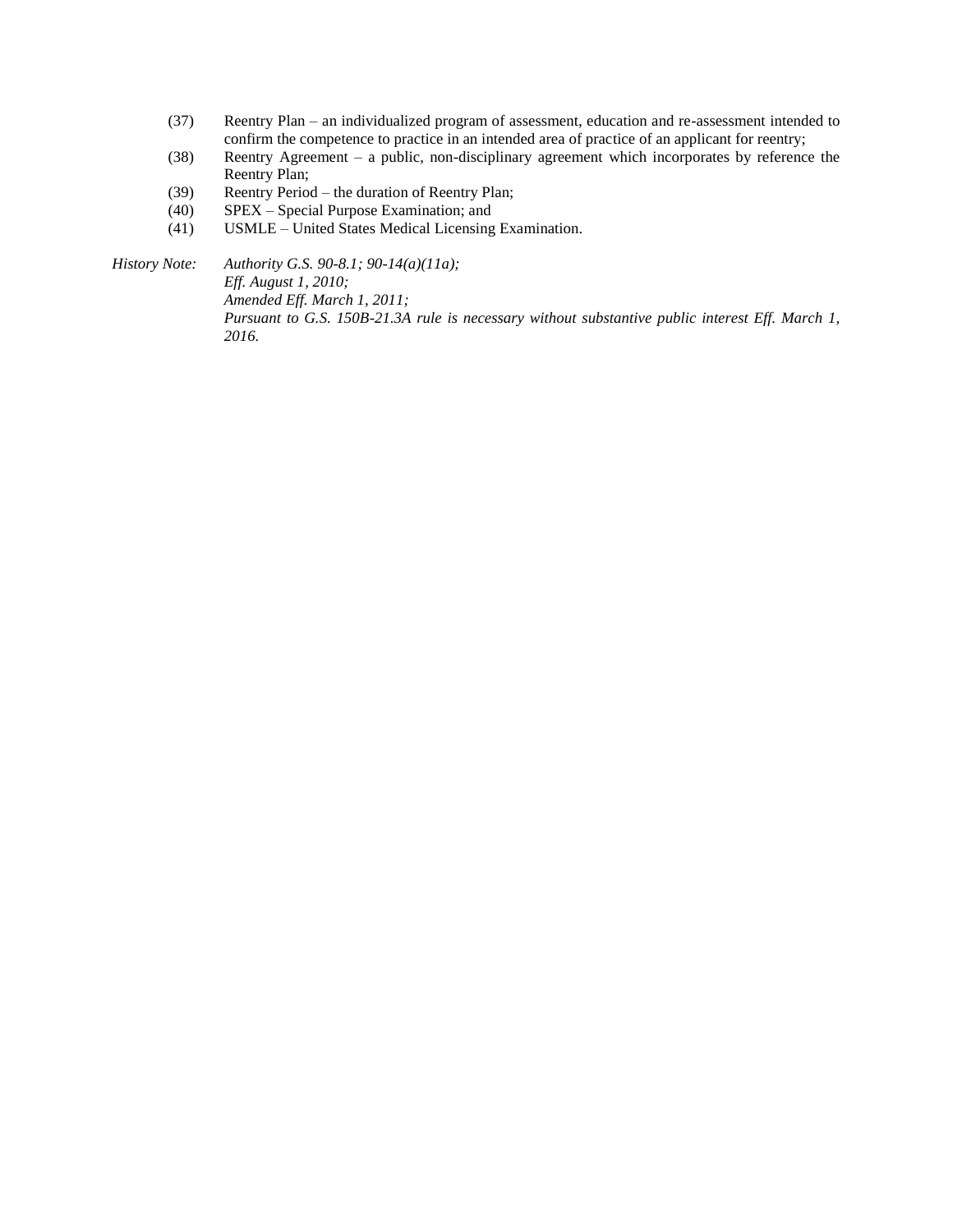(37) Reentry Plan – an individualized program of assessment, education and re-assessment intended to confirm the competence to practice in an intended area of practice of an applicant for reentry;

(38) Reentry Agreement – a public, non-disciplinary agreement which incorporates by reference the Reentry Plan;

(39) Reentry Period – the duration of Reentry Plan;

(40) SPEX – Special Purpose Examination; and

(41) USMLE – United States Medical Licensing Examination.

*History Note: Authority G.S. 90-8.1; 90-14(a)(11a);*
*Eff. August 1, 2010;*
*Amended Eff. March 1, 2011;*
*Pursuant to G.S. 150B-21.3A rule is necessary without substantive public interest Eff. March 1, 2016.*